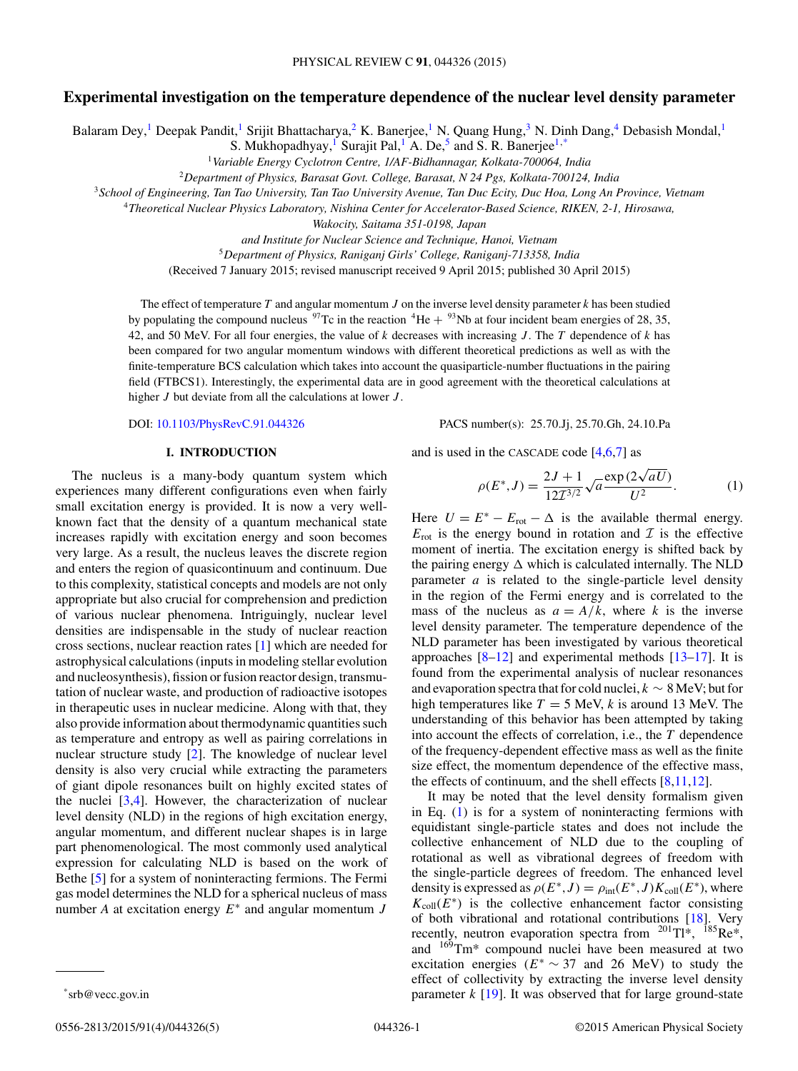# Experimental investigation on the temperature dependence of the nuclear level density parameter

Balaram Dey,[1] Deepak Pandit,[1] Srijit Bhattacharya,[2] K. Banerjee,[1] N. Quang Hung,[3] N. Dinh Dang,[4] Debasish Mondal,[1] S. Mukhopadhyay,[1] Surajit Pal,[1] A. De,[5] and S. R. Banerjee[1,*]

[1]*Variable Energy Cyclotron Centre, 1/AF-Bidhannagar, Kolkata-700064, India*

[2]*Department of Physics, Barasat Govt. College, Barasat, N 24 Pgs, Kolkata-700124, India*

[3]*School of Engineering, Tan Tao University, Tan Tao University Avenue, Tan Duc Ecity, Duc Hoa, Long An Province, Vietnam*

[4]*Theoretical Nuclear Physics Laboratory, Nishina Center for Accelerator-Based Science, RIKEN, 2-1, Hirosawa, Wakocity, Saitama 351-0198, Japan and Institute for Nuclear Science and Technique, Hanoi, Vietnam*

[5]*Department of Physics, Raniganj Girls' College, Raniganj-713358, India*

(Received 7 January 2015; revised manuscript received 9 April 2015; published 30 April 2015)

The effect of temperature $T$ and angular momentum $J$ on the inverse level density parameter $k$ has been studied by populating the compound nucleus $^{97}$Tc in the reaction $^{4}$He + $^{93}$Nb at four incident beam energies of 28, 35, 42, and 50 MeV. For all four energies, the value of $k$ decreases with increasing $J$. The $T$ dependence of $k$ has been compared for two angular momentum windows with different theoretical predictions as well as with the finite-temperature BCS calculation which takes into account the quasiparticle-number fluctuations in the pairing field (FTBCS1). Interestingly, the experimental data are in good agreement with the theoretical calculations at higher $J$ but deviate from all the calculations at lower $J$.

DOI: 10.1103/PhysRevC.91.044326 PACS number(s): 25.70.Jj, 25.70.Gh, 24.10.Pa

## I. INTRODUCTION

The nucleus is a many-body quantum system which experiences many different configurations even when fairly small excitation energy is provided. It is now a very well-known fact that the density of a quantum mechanical state increases rapidly with excitation energy and soon becomes very large. As a result, the nucleus leaves the discrete region and enters the region of quasicontinuum and continuum. Due to this complexity, statistical concepts and models are not only appropriate but also crucial for comprehension and prediction of various nuclear phenomena. Intriguingly, nuclear level densities are indispensable in the study of nuclear reaction cross sections, nuclear reaction rates [1] which are needed for astrophysical calculations (inputs in modeling stellar evolution and nucleosynthesis), fission or fusion reactor design, transmutation of nuclear waste, and production of radioactive isotopes in therapeutic uses in nuclear medicine. Along with that, they also provide information about thermodynamic quantities such as temperature and entropy as well as pairing correlations in nuclear structure study [2]. The knowledge of nuclear level density is also very crucial while extracting the parameters of giant dipole resonances built on highly excited states of the nuclei [3,4]. However, the characterization of nuclear level density (NLD) in the regions of high excitation energy, angular momentum, and different nuclear shapes is in large part phenomenological. The most commonly used analytical expression for calculating NLD is based on the work of Bethe [5] for a system of noninteracting fermions. The Fermi gas model determines the NLD for a spherical nucleus of mass number $A$ at excitation energy $E^*$ and angular momentum $J$ and is used in the CASCADE code [4,6,7] as

$$\rho(E^*,J) = \frac{2J+1}{12\mathcal{I}^{3/2}}\sqrt{a}\frac{\exp(2\sqrt{aU})}{U^2}. \tag{1}$$

Here $U = E^* - E_{\text{rot}} - \Delta$ is the available thermal energy. $E_{\text{rot}}$ is the energy bound in rotation and $\mathcal{I}$ is the effective moment of inertia. The excitation energy is shifted back by the pairing energy $\Delta$ which is calculated internally. The NLD parameter $a$ is related to the single-particle level density in the region of the Fermi energy and is correlated to the mass of the nucleus as $a = A/k$, where $k$ is the inverse level density parameter. The temperature dependence of the NLD parameter has been investigated by various theoretical approaches [8–12] and experimental methods [13–17]. It is found from the experimental analysis of nuclear resonances and evaporation spectra that for cold nuclei, $k \sim 8$ MeV; but for high temperatures like $T = 5$ MeV, $k$ is around 13 MeV. The understanding of this behavior has been attempted by taking into account the effects of correlation, i.e., the $T$ dependence of the frequency-dependent effective mass as well as the finite size effect, the momentum dependence of the effective mass, the effects of continuum, and the shell effects [8,11,12].

It may be noted that the level density formalism given in Eq. (1) is for a system of noninteracting fermions with equidistant single-particle states and does not include the collective enhancement of NLD due to the coupling of rotational as well as vibrational degrees of freedom with the single-particle degrees of freedom. The enhanced level density is expressed as $\rho(E^*,J) = \rho_{\text{int}}(E^*,J)K_{\text{coll}}(E^*)$, where $K_{\text{coll}}(E^*)$ is the collective enhancement factor consisting of both vibrational and rotational contributions [18]. Very recently, neutron evaporation spectra from $^{201}$Tl*, $^{185}$Re*, and $^{169}$Tm* compound nuclei have been measured at two excitation energies ($E^* \sim 37$ and 26 MeV) to study the effect of collectivity by extracting the inverse level density parameter $k$ [19]. It was observed that for large ground-state

*srb@vecc.gov.in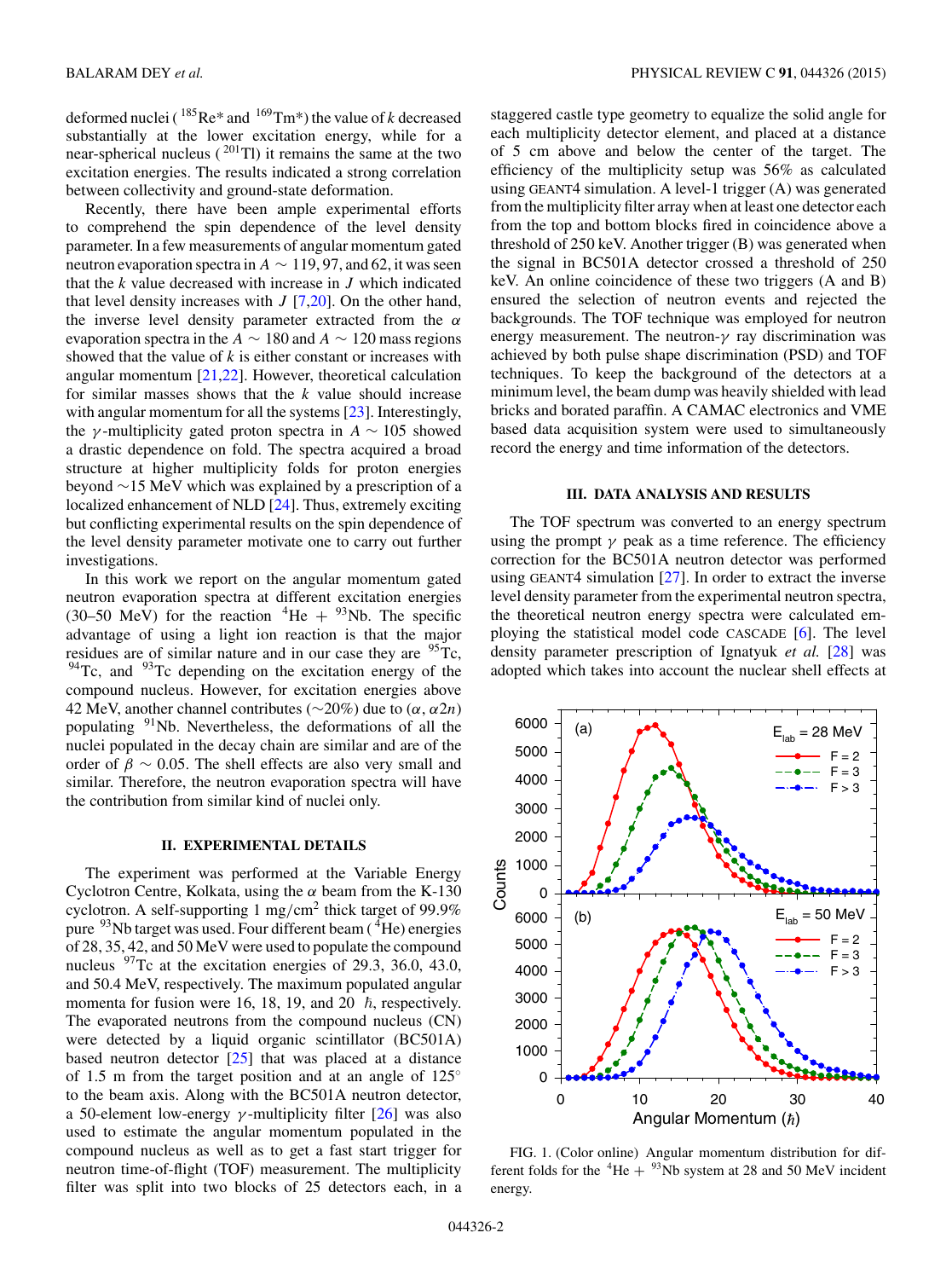deformed nuclei ($^{185}$Re* and $^{169}$Tm*) the value of $k$ decreased substantially at the lower excitation energy, while for a near-spherical nucleus ($^{201}$Tl) it remains the same at the two excitation energies. The results indicated a strong correlation between collectivity and ground-state deformation.

Recently, there have been ample experimental efforts to comprehend the spin dependence of the level density parameter. In a few measurements of angular momentum gated neutron evaporation spectra in $A \sim 119, 97$, and 62, it was seen that the $k$ value decreased with increase in $J$ which indicated that level density increases with $J$ [7,20]. On the other hand, the inverse level density parameter extracted from the $\alpha$ evaporation spectra in the $A \sim 180$ and $A \sim 120$ mass regions showed that the value of $k$ is either constant or increases with angular momentum [21,22]. However, theoretical calculation for similar masses shows that the $k$ value should increase with angular momentum for all the systems [23]. Interestingly, the $\gamma$-multiplicity gated proton spectra in $A \sim 105$ showed a drastic dependence on fold. The spectra acquired a broad structure at higher multiplicity folds for proton energies beyond ~15 MeV which was explained by a prescription of a localized enhancement of NLD [24]. Thus, extremely exciting but conflicting experimental results on the spin dependence of the level density parameter motivate one to carry out further investigations.

In this work we report on the angular momentum gated neutron evaporation spectra at different excitation energies (30–50 MeV) for the reaction $^{4}$He + $^{93}$Nb. The specific advantage of using a light ion reaction is that the major residues are of similar nature and in our case they are $^{95}$Tc, $^{94}$Tc, and $^{93}$Tc depending on the excitation energy of the compound nucleus. However, for excitation energies above 42 MeV, another channel contributes (~20%) due to ($\alpha, \alpha 2n$) populating $^{91}$Nb. Nevertheless, the deformations of all the nuclei populated in the decay chain are similar and are of the order of $\beta \sim 0.05$. The shell effects are also very small and similar. Therefore, the neutron evaporation spectra will have the contribution from similar kind of nuclei only.

## II. EXPERIMENTAL DETAILS

The experiment was performed at the Variable Energy Cyclotron Centre, Kolkata, using the $\alpha$ beam from the K-130 cyclotron. A self-supporting 1 mg/cm$^2$ thick target of 99.9% pure $^{93}$Nb target was used. Four different beam ($^{4}$He) energies of 28, 35, 42, and 50 MeV were used to populate the compound nucleus $^{97}$Tc at the excitation energies of 29.3, 36.0, 43.0, and 50.4 MeV, respectively. The maximum populated angular momenta for fusion were 16, 18, 19, and 20 $\hbar$, respectively. The evaporated neutrons from the compound nucleus (CN) were detected by a liquid organic scintillator (BC501A) based neutron detector [25] that was placed at a distance of 1.5 m from the target position and at an angle of 125° to the beam axis. Along with the BC501A neutron detector, a 50-element low-energy $\gamma$-multiplicity filter [26] was also used to estimate the angular momentum populated in the compound nucleus as well as to get a fast start trigger for neutron time-of-flight (TOF) measurement. The multiplicity filter was split into two blocks of 25 detectors each, in a staggered castle type geometry to equalize the solid angle for each multiplicity detector element, and placed at a distance of 5 cm above and below the center of the target. The efficiency of the multiplicity setup was 56% as calculated using GEANT4 simulation. A level-1 trigger (A) was generated from the multiplicity filter array when at least one detector each from the top and bottom blocks fired in coincidence above a threshold of 250 keV. Another trigger (B) was generated when the signal in BC501A detector crossed a threshold of 250 keV. An online coincidence of these two triggers (A and B) ensured the selection of neutron events and rejected the backgrounds. The TOF technique was employed for neutron energy measurement. The neutron-$\gamma$ ray discrimination was achieved by both pulse shape discrimination (PSD) and TOF techniques. To keep the background of the detectors at a minimum level, the beam dump was heavily shielded with lead bricks and borated paraffin. A CAMAC electronics and VME based data acquisition system were used to simultaneously record the energy and time information of the detectors.

## III. DATA ANALYSIS AND RESULTS

The TOF spectrum was converted to an energy spectrum using the prompt $\gamma$ peak as a time reference. The efficiency correction for the BC501A neutron detector was performed using GEANT4 simulation [27]. In order to extract the inverse level density parameter from the experimental neutron spectra, the theoretical neutron energy spectra were calculated employing the statistical model code CASCADE [6]. The level density parameter prescription of Ignatyuk *et al.* [28] was adopted which takes into account the nuclear shell effects at

FIG. 1. (Color online) Angular momentum distribution for different folds for the $^{4}$He + $^{93}$Nb system at 28 and 50 MeV incident energy.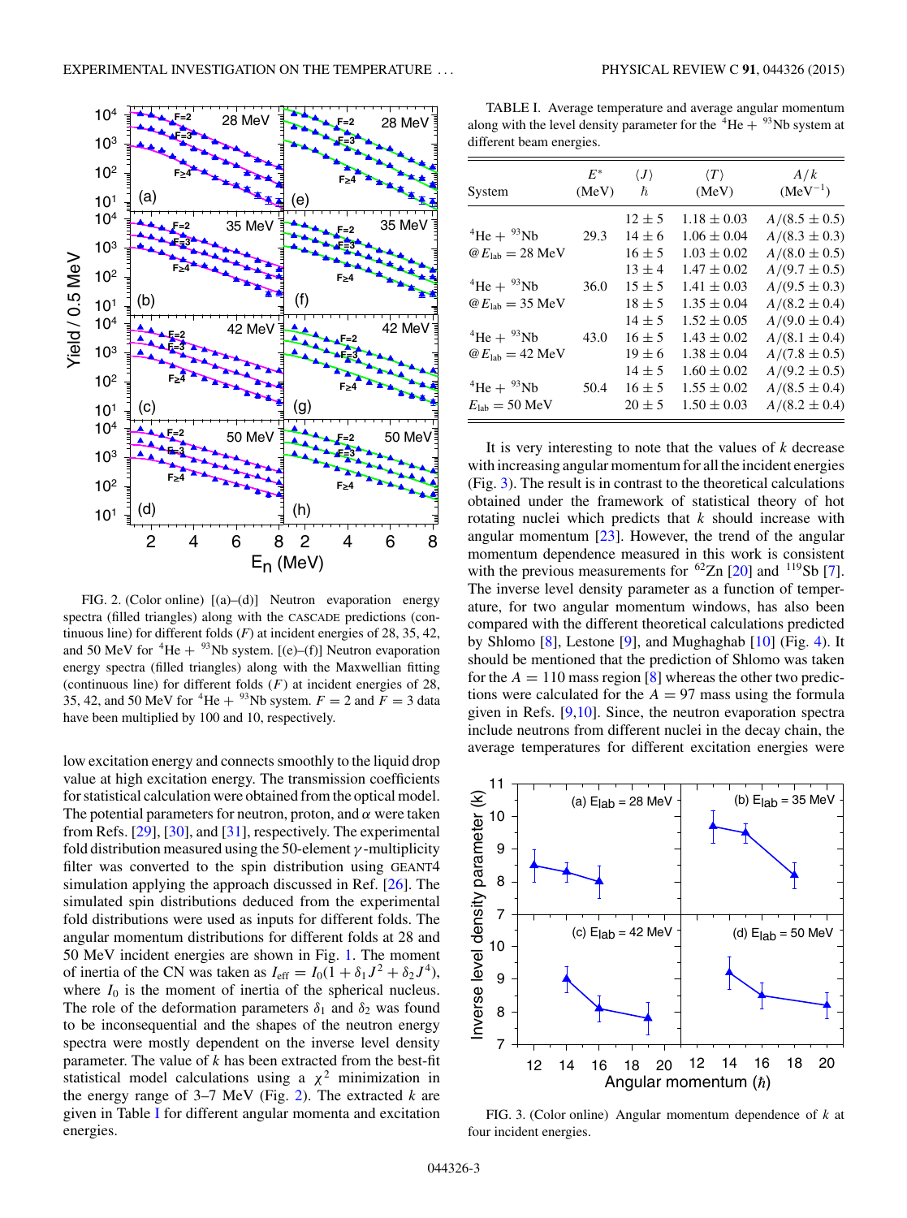FIG. 2. (Color online) [(a)–(d)] Neutron evaporation energy spectra (filled triangles) along with the CASCADE predictions (continuous line) for different folds ($F$) at incident energies of 28, 35, 42, and 50 MeV for $^{4}$He + $^{93}$Nb system. [(e)–(f)] Neutron evaporation energy spectra (filled triangles) along with the Maxwellian fitting (continuous line) for different folds ($F$) at incident energies of 28, 35, 42, and 50 MeV for $^{4}$He + $^{93}$Nb system. $F = 2$ and $F = 3$ data have been multiplied by 100 and 10, respectively.

low excitation energy and connects smoothly to the liquid drop value at high excitation energy. The transmission coefficients for statistical calculation were obtained from the optical model. The potential parameters for neutron, proton, and $\alpha$ were taken from Refs. [29], [30], and [31], respectively. The experimental fold distribution measured using the 50-element $\gamma$-multiplicity filter was converted to the spin distribution using GEANT4 simulation applying the approach discussed in Ref. [26]. The simulated spin distributions deduced from the experimental fold distributions were used as inputs for different folds. The angular momentum distributions for different folds at 28 and 50 MeV incident energies are shown in Fig. 1. The moment of inertia of the CN was taken as $I_{\text{eff}} = I_0(1 + \delta_1 J^2 + \delta_2 J^4)$, where $I_0$ is the moment of inertia of the spherical nucleus. The role of the deformation parameters $\delta_1$ and $\delta_2$ was found to be inconsequential and the shapes of the neutron energy spectra were mostly dependent on the inverse level density parameter. The value of $k$ has been extracted from the best-fit statistical model calculations using a $\chi^2$ minimization in the energy range of 3–7 MeV (Fig. 2). The extracted $k$ are given in Table I for different angular momenta and excitation energies.

TABLE I. Average temperature and average angular momentum along with the level density parameter for the $^{4}$He + $^{93}$Nb system at different beam energies.

| System | $E^*$ (MeV) | $\langle J \rangle$ $\hbar$ | $\langle T \rangle$ (MeV) | $A/k$ (MeV$^{-1}$) |
|---|---|---|---|---|
| | | $12 \pm 5$ | $1.18 \pm 0.03$ | $A/(8.5 \pm 0.5)$ |
| $^{4}$He + $^{93}$Nb @$E_{\text{lab}} = 28$ MeV | 29.3 | $14 \pm 6$ | $1.06 \pm 0.04$ | $A/(8.3 \pm 0.3)$ |
| | | $16 \pm 5$ | $1.03 \pm 0.02$ | $A/(8.0 \pm 0.5)$ |
| | | $13 \pm 4$ | $1.47 \pm 0.02$ | $A/(9.7 \pm 0.5)$ |
| $^{4}$He + $^{93}$Nb @$E_{\text{lab}} = 35$ MeV | 36.0 | $15 \pm 5$ | $1.41 \pm 0.03$ | $A/(9.5 \pm 0.3)$ |
| | | $18 \pm 5$ | $1.35 \pm 0.04$ | $A/(8.2 \pm 0.4)$ |
| | | $14 \pm 5$ | $1.52 \pm 0.05$ | $A/(9.0 \pm 0.4)$ |
| $^{4}$He + $^{93}$Nb @$E_{\text{lab}} = 42$ MeV | 43.0 | $16 \pm 5$ | $1.43 \pm 0.02$ | $A/(8.1 \pm 0.4)$ |
| | | $19 \pm 6$ | $1.38 \pm 0.04$ | $A/(7.8 \pm 0.5)$ |
| | | $14 \pm 5$ | $1.60 \pm 0.02$ | $A/(9.2 \pm 0.5)$ |
| $^{4}$He + $^{93}$Nb $E_{\text{lab}} = 50$ MeV | 50.4 | $16 \pm 5$ | $1.55 \pm 0.02$ | $A/(8.5 \pm 0.4)$ |
| | | $20 \pm 5$ | $1.50 \pm 0.03$ | $A/(8.2 \pm 0.4)$ |

It is very interesting to note that the values of $k$ decrease with increasing angular momentum for all the incident energies (Fig. 3). The result is in contrast to the theoretical calculations obtained under the framework of statistical theory of hot rotating nuclei which predicts that $k$ should increase with angular momentum [23]. However, the trend of the angular momentum dependence measured in this work is consistent with the previous measurements for $^{62}$Zn [20] and $^{119}$Sb [7]. The inverse level density parameter as a function of temperature, for two angular momentum windows, has also been compared with the different theoretical calculations predicted by Shlomo [8], Lestone [9], and Mughaghab [10] (Fig. 4). It should be mentioned that the prediction of Shlomo was taken for the $A = 110$ mass region [8] whereas the other two predictions were calculated for the $A = 97$ mass using the formula given in Refs. [9,10]. Since, the neutron evaporation spectra include neutrons from different nuclei in the decay chain, the average temperatures for different excitation energies were

FIG. 3. (Color online) Angular momentum dependence of $k$ at four incident energies.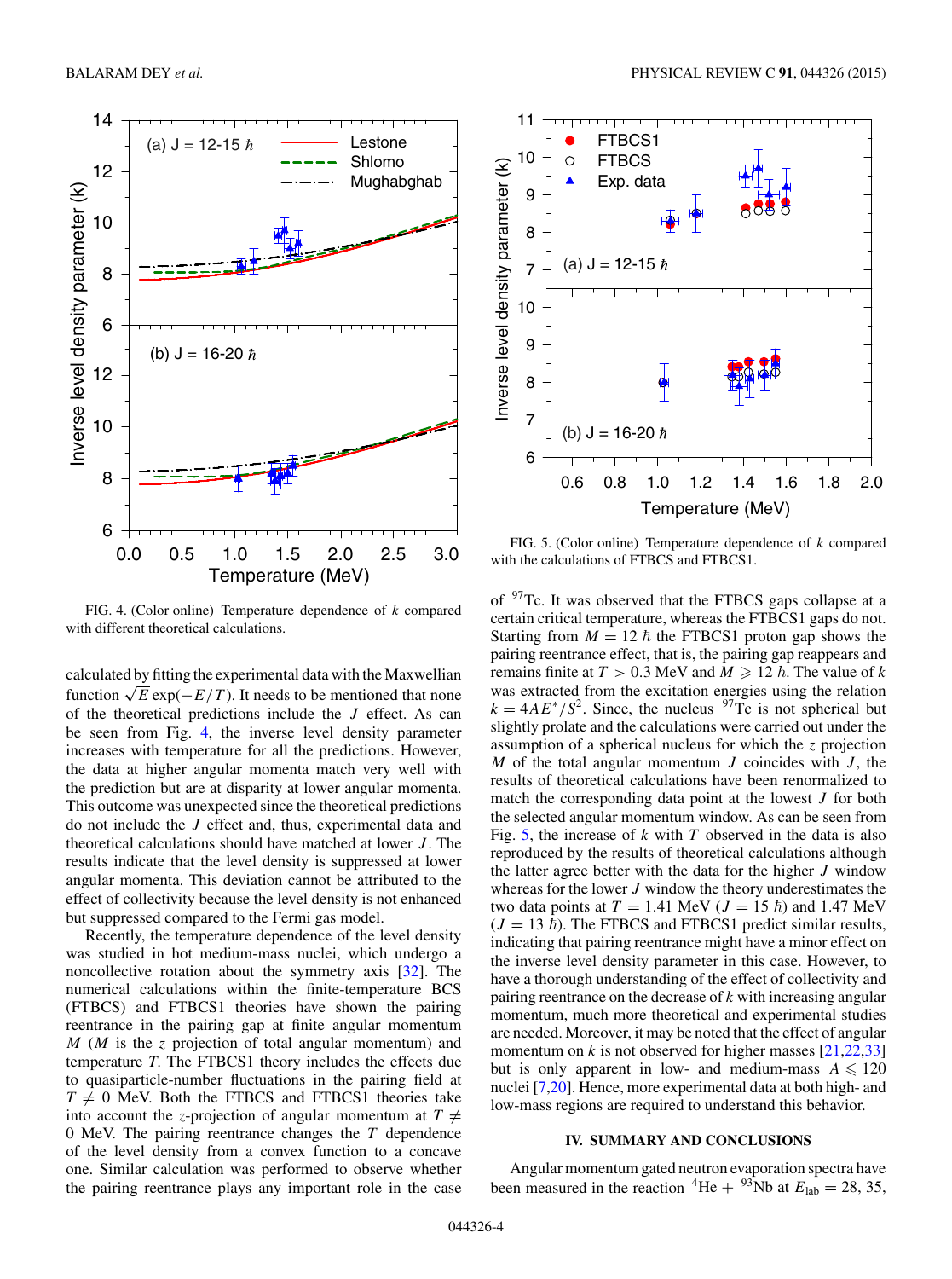FIG. 4. (Color online) Temperature dependence of $k$ compared with different theoretical calculations.

FIG. 5. (Color online) Temperature dependence of $k$ compared with the calculations of FTBCS and FTBCS1.

calculated by fitting the experimental data with the Maxwellian function $\sqrt{E}\exp(-E/T)$. It needs to be mentioned that none of the theoretical predictions include the $J$ effect. As can be seen from Fig. 4, the inverse level density parameter increases with temperature for all the predictions. However, the data at higher angular momenta match very well with the prediction but are at disparity at lower angular momenta. This outcome was unexpected since the theoretical predictions do not include the $J$ effect and, thus, experimental data and theoretical calculations should have matched at lower $J$. The results indicate that the level density is suppressed at lower angular momenta. This deviation cannot be attributed to the effect of collectivity because the level density is not enhanced but suppressed compared to the Fermi gas model.

Recently, the temperature dependence of the level density was studied in hot medium-mass nuclei, which undergo a noncollective rotation about the symmetry axis [32]. The numerical calculations within the finite-temperature BCS (FTBCS) and FTBCS1 theories have shown the pairing reentrance in the pairing gap at finite angular momentum $M$ ($M$ is the $z$ projection of total angular momentum) and temperature $T$. The FTBCS1 theory includes the effects due to quasiparticle-number fluctuations in the pairing field at $T \neq 0$ MeV. Both the FTBCS and FTBCS1 theories take into account the $z$-projection of angular momentum at $T \neq 0$ MeV. The pairing reentrance changes the $T$ dependence of the level density from a convex function to a concave one. Similar calculation was performed to observe whether the pairing reentrance plays any important role in the case of $^{97}$Tc. It was observed that the FTBCS gaps collapse at a certain critical temperature, whereas the FTBCS1 gaps do not. Starting from $M = 12\ \hbar$ the FTBCS1 proton gap shows the pairing reentrance effect, that is, the pairing gap reappears and remains finite at $T > 0.3$ MeV and $M \geqslant 12\ \hbar$. The value of $k$ was extracted from the excitation energies using the relation $k = 4AE^*/S^2$. Since, the nucleus $^{97}$Tc is not spherical but slightly prolate and the calculations were carried out under the assumption of a spherical nucleus for which the $z$ projection $M$ of the total angular momentum $J$ coincides with $J$, the results of theoretical calculations have been renormalized to match the corresponding data point at the lowest $J$ for both the selected angular momentum window. As can be seen from Fig. 5, the increase of $k$ with $T$ observed in the data is also reproduced by the results of theoretical calculations although the latter agree better with the data for the higher $J$ window whereas for the lower $J$ window the theory underestimates the two data points at $T = 1.41$ MeV ($J = 15\ \hbar$) and 1.47 MeV ($J = 13\ \hbar$). The FTBCS and FTBCS1 predict similar results, indicating that pairing reentrance might have a minor effect on the inverse level density parameter in this case. However, to have a thorough understanding of the effect of collectivity and pairing reentrance on the decrease of $k$ with increasing angular momentum, much more theoretical and experimental studies are needed. Moreover, it may be noted that the effect of angular momentum on $k$ is not observed for higher masses [21,22,33] but is only apparent in low- and medium-mass $A \leqslant 120$ nuclei [7,20]. Hence, more experimental data at both high- and low-mass regions are required to understand this behavior.

## IV. SUMMARY AND CONCLUSIONS

Angular momentum gated neutron evaporation spectra have been measured in the reaction $^{4}$He + $^{93}$Nb at $E_{\mathrm{lab}} = 28, 35,$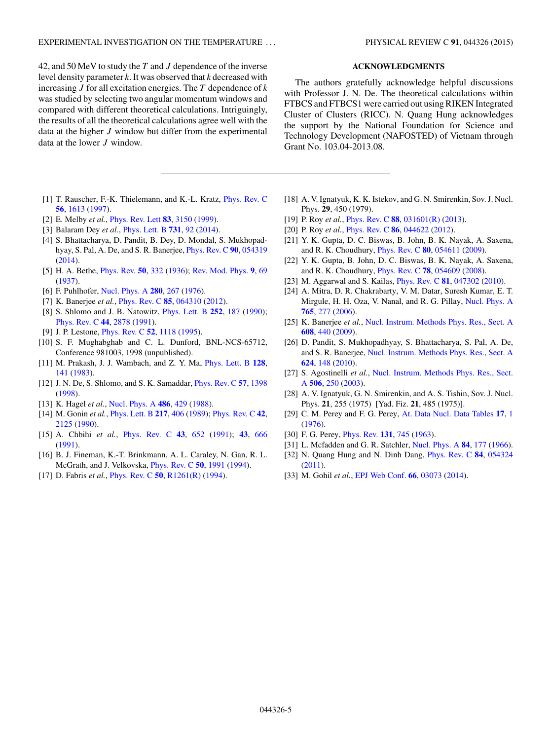42, and 50 MeV to study the $T$ and $J$ dependence of the inverse level density parameter $k$. It was observed that $k$ decreased with increasing $J$ for all excitation energies. The $T$ dependence of $k$ was studied by selecting two angular momentum windows and compared with different theoretical calculations. Intriguingly, the results of all the theoretical calculations agree well with the data at the higher $J$ window but differ from the experimental data at the lower $J$ window.

## ACKNOWLEDGMENTS

The authors gratefully acknowledge helpful discussions with Professor J. N. De. The theoretical calculations within FTBCS and FTBCS1 were carried out using RIKEN Integrated Cluster of Clusters (RICC). N. Quang Hung acknowledges the support by the National Foundation for Science and Technology Development (NAFOSTED) of Vietnam through Grant No. 103.04-2013.08.

---

[1] T. Rauscher, F.-K. Thielemann, and K.-L. Kratz, Phys. Rev. C **56**, 1613 (1997).
[2] E. Melby *et al.*, Phys. Rev. Lett **83**, 3150 (1999).
[3] Balaram Dey *et al.*, Phys. Lett. B **731**, 92 (2014).
[4] S. Bhattacharya, D. Pandit, B. Dey, D. Mondal, S. Mukhopadhyay, S. Pal, A. De, and S. R. Banerjee, Phys. Rev. C **90**, 054319 (2014).
[5] H. A. Bethe, Phys. Rev. **50**, 332 (1936); Rev. Mod. Phys. **9**, 69 (1937).
[6] F. Puhlhofer, Nucl. Phys. A **280**, 267 (1976).
[7] K. Banerjee *et al.*, Phys. Rev. C **85**, 064310 (2012).
[8] S. Shlomo and J. B. Natowitz, Phys. Lett. B **252**, 187 (1990); Phys. Rev. C **44**, 2878 (1991).
[9] J. P. Lestone, Phys. Rev. C **52**, 1118 (1995).
[10] S. F. Mughabghab and C. L. Dunford, BNL-NCS-65712, Conference 981003, 1998 (unpublished).
[11] M. Prakash, J. J. Wambach, and Z. Y. Ma, Phys. Lett. B **128**, 141 (1983).
[12] J. N. De, S. Shlomo, and S. K. Samaddar, Phys. Rev. C **57**, 1398 (1998).
[13] K. Hagel *et al.*, Nucl. Phys. A **486**, 429 (1988).
[14] M. Gonin *et al.*, Phys. Lett. B **217**, 406 (1989); Phys. Rev. C **42**, 2125 (1990).
[15] A. Chbihi *et al.*, Phys. Rev. C **43**, 652 (1991); **43**, 666 (1991).
[16] B. J. Fineman, K.-T. Brinkmann, A. L. Caraley, N. Gan, R. L. McGrath, and J. Velkovska, Phys. Rev. C **50**, 1991 (1994).
[17] D. Fabris *et al.*, Phys. Rev. C **50**, R1261(R) (1994).
[18] A. V. Ignatyuk, K. K. Istekov, and G. N. Smirenkin, Sov. J. Nucl. Phys. **29**, 450 (1979).
[19] P. Roy *et al.*, Phys. Rev. C **88**, 031601(R) (2013).
[20] P. Roy *et al.*, Phys. Rev. C **86**, 044622 (2012).
[21] Y. K. Gupta, D. C. Biswas, B. John, B. K. Nayak, A. Saxena, and R. K. Choudhury, Phys. Rev. C **80**, 054611 (2009).
[22] Y. K. Gupta, B. John, D. C. Biswas, B. K. Nayak, A. Saxena, and R. K. Choudhury, Phys. Rev. C **78**, 054609 (2008).
[23] M. Aggarwal and S. Kailas, Phys. Rev. C **81**, 047302 (2010).
[24] A. Mitra, D. R. Chakrabarty, V. M. Datar, Suresh Kumar, E. T. Mirgule, H. H. Oza, V. Nanal, and R. G. Pillay, Nucl. Phys. A **765**, 277 (2006).
[25] K. Banerjee *et al.*, Nucl. Instrum. Methods Phys. Res., Sect. A **608**, 440 (2009).
[26] D. Pandit, S. Mukhopadhyay, S. Bhattacharya, S. Pal, A. De, and S. R. Banerjee, Nucl. Instrum. Methods Phys. Res., Sect. A **624**, 148 (2010).
[27] S. Agostinelli *et al.*, Nucl. Instrum. Methods Phys. Res., Sect. A **506**, 250 (2003).
[28] A. V. Ignatyuk, G. N. Smirenkin, and A. S. Tishin, Sov. J. Nucl. Phys. **21**, 255 (1975) [Yad. Fiz. **21**, 485 (1975)].
[29] C. M. Perey and F. G. Perey, At. Data Nucl. Data Tables **17**, 1 (1976).
[30] F. G. Perey, Phys. Rev. **131**, 745 (1963).
[31] L. Mcfadden and G. R. Satchler, Nucl. Phys. A **84**, 177 (1966).
[32] N. Quang Hung and N. Dinh Dang, Phys. Rev. C **84**, 054324 (2011).
[33] M. Gohil *et al.*, EPJ Web Conf. **66**, 03073 (2014).